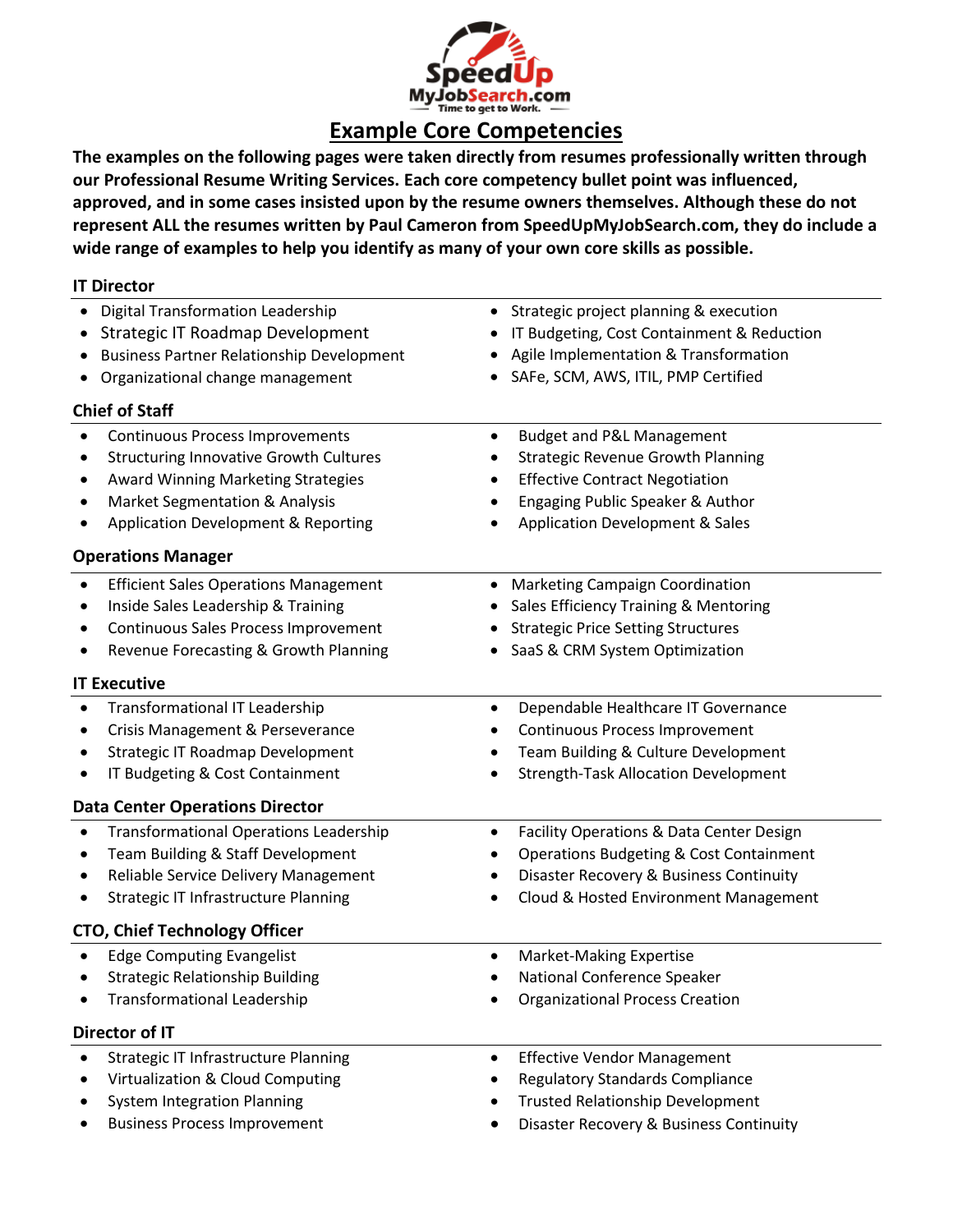SpeedUp MyJobSearch.com — Time to get to Work.

# Example Core Competencies

**The examples on the following pages were taken directly from resumes professionally written through our Professional Resume Writing Services. Each core competency bullet point was influenced, approved, and in some cases insisted upon by the resume owners themselves. Although these do not represent ALL the resumes written by Paul Cameron from SpeedUpMyJobSearch.com, they do include a wide range of examples to help you identify as many of your own core skills as possible.**

### IT Director

- Digital Transformation Leadership
- Strategic IT Roadmap Development
- Business Partner Relationship Development
- Organizational change management
- Strategic project planning & execution
- IT Budgeting, Cost Containment & Reduction
- Agile Implementation & Transformation
- SAFe, SCM, AWS, ITIL, PMP Certified

### Chief of Staff

- Continuous Process Improvements
- Structuring Innovative Growth Cultures
- Award Winning Marketing Strategies
- Market Segmentation & Analysis
- Application Development & Reporting
- Budget and P&L Management
- Strategic Revenue Growth Planning
- Effective Contract Negotiation
- Engaging Public Speaker & Author
- Application Development & Sales

### Operations Manager

- Efficient Sales Operations Management
- Inside Sales Leadership & Training
- Continuous Sales Process Improvement
- Revenue Forecasting & Growth Planning
- Marketing Campaign Coordination
- Sales Efficiency Training & Mentoring
- Strategic Price Setting Structures
- SaaS & CRM System Optimization

### IT Executive

- Transformational IT Leadership
- Crisis Management & Perseverance
- Strategic IT Roadmap Development
- IT Budgeting & Cost Containment
- Dependable Healthcare IT Governance
- Continuous Process Improvement
- Team Building & Culture Development
- Strength-Task Allocation Development

### Data Center Operations Director

- Transformational Operations Leadership
- Team Building & Staff Development
- Reliable Service Delivery Management
- Strategic IT Infrastructure Planning
- Facility Operations & Data Center Design
- Operations Budgeting & Cost Containment
- Disaster Recovery & Business Continuity
- Cloud & Hosted Environment Management

### CTO, Chief Technology Officer

- Edge Computing Evangelist
- Strategic Relationship Building
- Transformational Leadership
- Market-Making Expertise
- National Conference Speaker
- Organizational Process Creation

### Director of IT

- Strategic IT Infrastructure Planning
- Virtualization & Cloud Computing
- System Integration Planning
- Business Process Improvement
- Effective Vendor Management
- Regulatory Standards Compliance
- Trusted Relationship Development
- Disaster Recovery & Business Continuity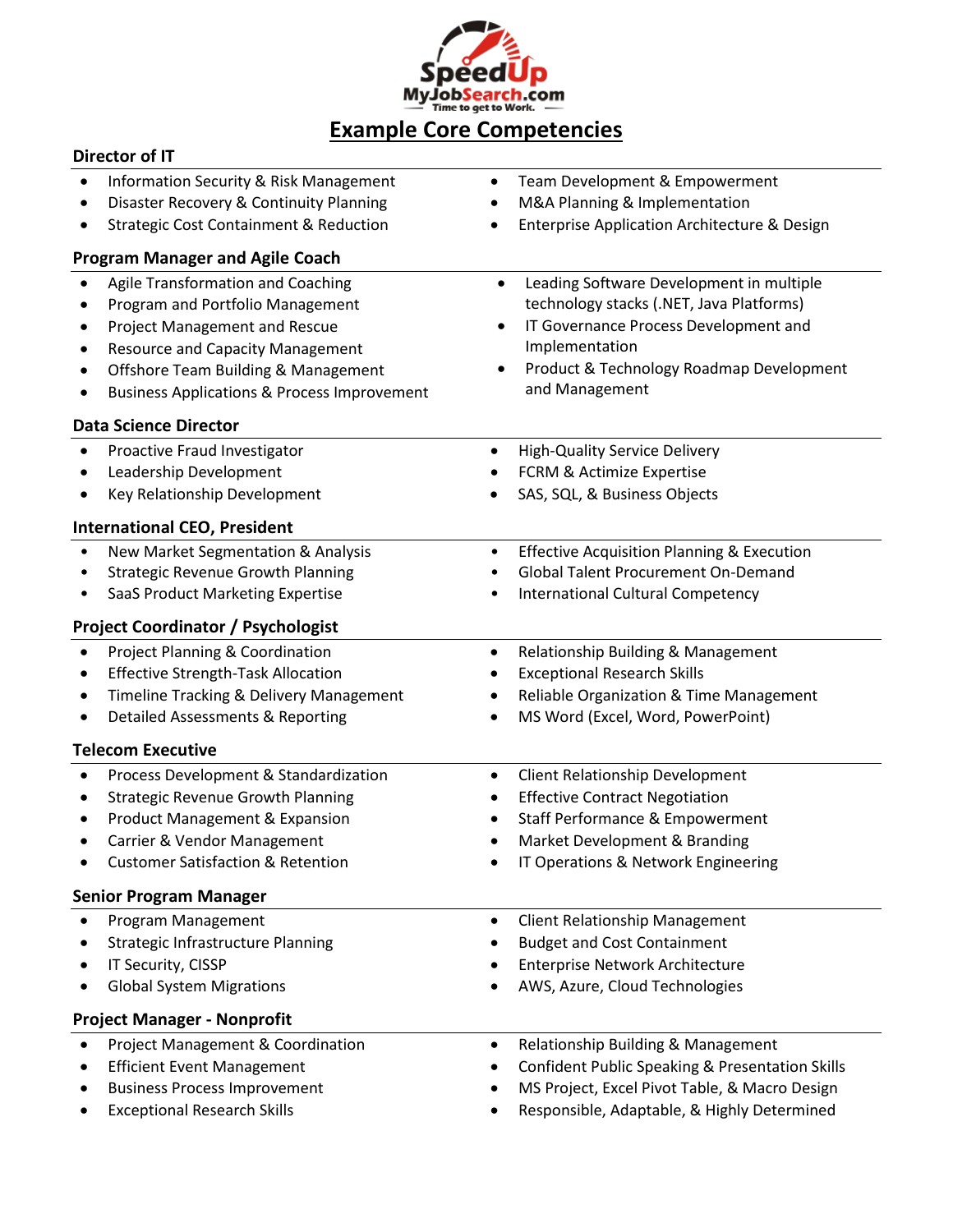# Example Core Competencies

## Director of IT

- Information Security & Risk Management
- Disaster Recovery & Continuity Planning
- Strategic Cost Containment & Reduction
- Team Development & Empowerment
- M&A Planning & Implementation
- Enterprise Application Architecture & Design

## Program Manager and Agile Coach

- Agile Transformation and Coaching
- Program and Portfolio Management
- Project Management and Rescue
- Resource and Capacity Management
- Offshore Team Building & Management
- Business Applications & Process Improvement
- Leading Software Development in multiple technology stacks (.NET, Java Platforms)
- IT Governance Process Development and Implementation
- Product & Technology Roadmap Development and Management

## Data Science Director

- Proactive Fraud Investigator
- Leadership Development
- Key Relationship Development
- High-Quality Service Delivery
- FCRM & Actimize Expertise
- SAS, SQL, & Business Objects

## International CEO, President

- New Market Segmentation & Analysis
- Strategic Revenue Growth Planning
- SaaS Product Marketing Expertise
- Effective Acquisition Planning & Execution
- Global Talent Procurement On-Demand
- International Cultural Competency

## Project Coordinator / Psychologist

- Project Planning & Coordination
- Effective Strength-Task Allocation
- Timeline Tracking & Delivery Management
- Detailed Assessments & Reporting
- Relationship Building & Management
- Exceptional Research Skills
- Reliable Organization & Time Management
- MS Word (Excel, Word, PowerPoint)

## Telecom Executive

- Process Development & Standardization
- Strategic Revenue Growth Planning
- Product Management & Expansion
- Carrier & Vendor Management
- Customer Satisfaction & Retention
- Client Relationship Development
- Effective Contract Negotiation
- Staff Performance & Empowerment
- Market Development & Branding
- IT Operations & Network Engineering

## Senior Program Manager

- Program Management
- Strategic Infrastructure Planning
- IT Security, CISSP
- Global System Migrations
- Client Relationship Management
- Budget and Cost Containment
- Enterprise Network Architecture
- AWS, Azure, Cloud Technologies

## Project Manager - Nonprofit

- Project Management & Coordination
- Efficient Event Management
- Business Process Improvement
- Exceptional Research Skills
- Relationship Building & Management
- Confident Public Speaking & Presentation Skills
- MS Project, Excel Pivot Table, & Macro Design
- Responsible, Adaptable, & Highly Determined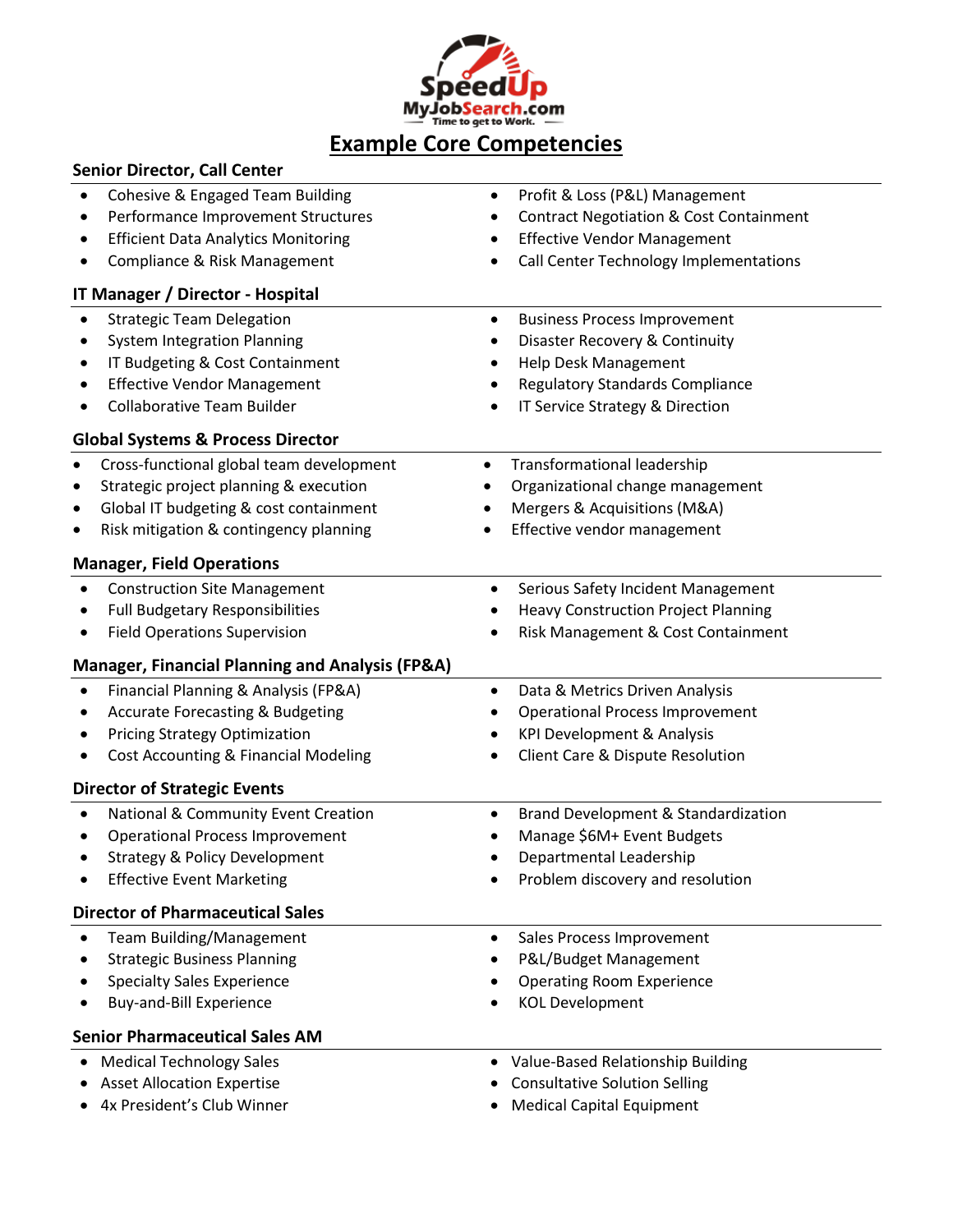# Example Core Competencies

## Senior Director, Call Center

- Cohesive & Engaged Team Building
- Performance Improvement Structures
- Efficient Data Analytics Monitoring
- Compliance & Risk Management
- Profit & Loss (P&L) Management
- Contract Negotiation & Cost Containment
- Effective Vendor Management
- Call Center Technology Implementations

## IT Manager / Director - Hospital

- Strategic Team Delegation
- System Integration Planning
- IT Budgeting & Cost Containment
- Effective Vendor Management
- Collaborative Team Builder
- Business Process Improvement
- Disaster Recovery & Continuity
- Help Desk Management
- Regulatory Standards Compliance
- IT Service Strategy & Direction

## Global Systems & Process Director

- Cross-functional global team development
- Strategic project planning & execution
- Global IT budgeting & cost containment
- Risk mitigation & contingency planning
- Transformational leadership
- Organizational change management
- Mergers & Acquisitions (M&A)
- Effective vendor management

## Manager, Field Operations

- Construction Site Management
- Full Budgetary Responsibilities
- Field Operations Supervision
- Serious Safety Incident Management
- Heavy Construction Project Planning
- Risk Management & Cost Containment

## Manager, Financial Planning and Analysis (FP&A)

- Financial Planning & Analysis (FP&A)
- Accurate Forecasting & Budgeting
- Pricing Strategy Optimization
- Cost Accounting & Financial Modeling
- Data & Metrics Driven Analysis
- Operational Process Improvement
- KPI Development & Analysis
- Client Care & Dispute Resolution

## Director of Strategic Events

- National & Community Event Creation
- Operational Process Improvement
- Strategy & Policy Development
- Effective Event Marketing
- Brand Development & Standardization
- Manage $6M+ Event Budgets
- Departmental Leadership
- Problem discovery and resolution

## Director of Pharmaceutical Sales

- Team Building/Management
- Strategic Business Planning
- Specialty Sales Experience
- Buy-and-Bill Experience
- Sales Process Improvement
- P&L/Budget Management
- Operating Room Experience
- KOL Development

## Senior Pharmaceutical Sales AM

- Medical Technology Sales
- Asset Allocation Expertise
- 4x President's Club Winner
- Value-Based Relationship Building
- Consultative Solution Selling
- Medical Capital Equipment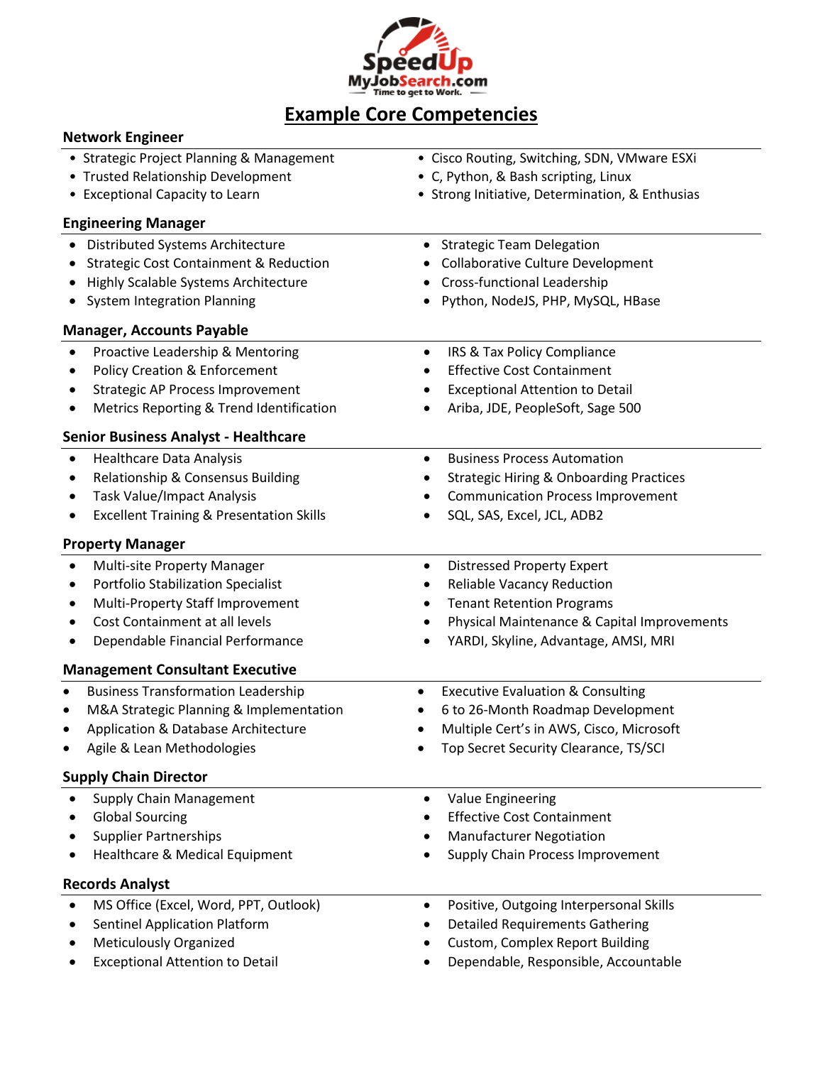# Example Core Competencies

## Network Engineer

- Strategic Project Planning & Management
- Trusted Relationship Development
- Exceptional Capacity to Learn
- Cisco Routing, Switching, SDN, VMware ESXi
- C, Python, & Bash scripting, Linux
- Strong Initiative, Determination, & Enthusias

## Engineering Manager

- Distributed Systems Architecture
- Strategic Cost Containment & Reduction
- Highly Scalable Systems Architecture
- System Integration Planning
- Strategic Team Delegation
- Collaborative Culture Development
- Cross-functional Leadership
- Python, NodeJS, PHP, MySQL, HBase

## Manager, Accounts Payable

- Proactive Leadership & Mentoring
- Policy Creation & Enforcement
- Strategic AP Process Improvement
- Metrics Reporting & Trend Identification
- IRS & Tax Policy Compliance
- Effective Cost Containment
- Exceptional Attention to Detail
- Ariba, JDE, PeopleSoft, Sage 500

## Senior Business Analyst - Healthcare

- Healthcare Data Analysis
- Relationship & Consensus Building
- Task Value/Impact Analysis
- Excellent Training & Presentation Skills
- Business Process Automation
- Strategic Hiring & Onboarding Practices
- Communication Process Improvement
- SQL, SAS, Excel, JCL, ADB2

## Property Manager

- Multi-site Property Manager
- Portfolio Stabilization Specialist
- Multi-Property Staff Improvement
- Cost Containment at all levels
- Dependable Financial Performance
- Distressed Property Expert
- Reliable Vacancy Reduction
- Tenant Retention Programs
- Physical Maintenance & Capital Improvements
- YARDI, Skyline, Advantage, AMSI, MRI

## Management Consultant Executive

- Business Transformation Leadership
- M&A Strategic Planning & Implementation
- Application & Database Architecture
- Agile & Lean Methodologies
- Executive Evaluation & Consulting
- 6 to 26-Month Roadmap Development
- Multiple Cert's in AWS, Cisco, Microsoft
- Top Secret Security Clearance, TS/SCI

## Supply Chain Director

- Supply Chain Management
- Global Sourcing
- Supplier Partnerships
- Healthcare & Medical Equipment
- Value Engineering
- Effective Cost Containment
- Manufacturer Negotiation
- Supply Chain Process Improvement

## Records Analyst

- MS Office (Excel, Word, PPT, Outlook)
- Sentinel Application Platform
- Meticulously Organized
- Exceptional Attention to Detail
- Positive, Outgoing Interpersonal Skills
- Detailed Requirements Gathering
- Custom, Complex Report Building
- Dependable, Responsible, Accountable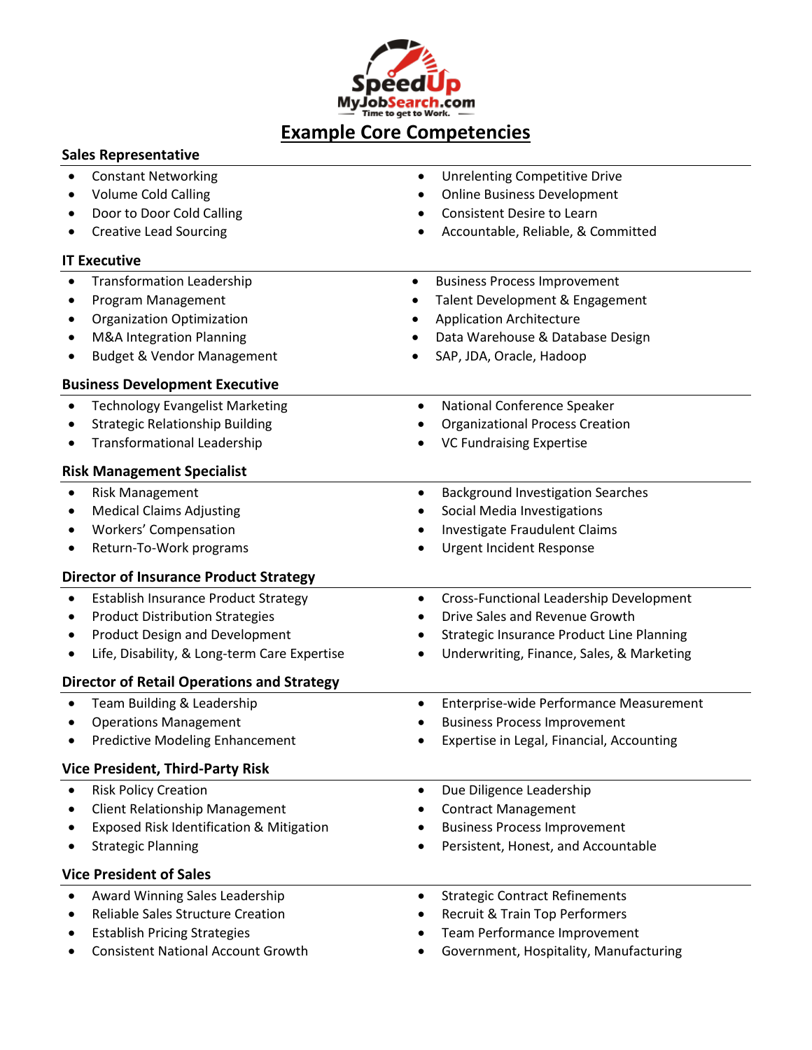# Example Core Competencies

### Sales Representative

- Constant Networking
- Volume Cold Calling
- Door to Door Cold Calling
- Creative Lead Sourcing
- Unrelenting Competitive Drive
- Online Business Development
- Consistent Desire to Learn
- Accountable, Reliable, & Committed

### IT Executive

- Transformation Leadership
- Program Management
- Organization Optimization
- M&A Integration Planning
- Budget & Vendor Management
- Business Process Improvement
- Talent Development & Engagement
- Application Architecture
- Data Warehouse & Database Design
- SAP, JDA, Oracle, Hadoop

### Business Development Executive

- Technology Evangelist Marketing
- Strategic Relationship Building
- Transformational Leadership
- National Conference Speaker
- Organizational Process Creation
- VC Fundraising Expertise

### Risk Management Specialist

- Risk Management
- Medical Claims Adjusting
- Workers' Compensation
- Return-To-Work programs
- Background Investigation Searches
- Social Media Investigations
- Investigate Fraudulent Claims
- Urgent Incident Response

### Director of Insurance Product Strategy

- Establish Insurance Product Strategy
- Product Distribution Strategies
- Product Design and Development
- Life, Disability, & Long-term Care Expertise
- Cross-Functional Leadership Development
- Drive Sales and Revenue Growth
- Strategic Insurance Product Line Planning
- Underwriting, Finance, Sales, & Marketing

### Director of Retail Operations and Strategy

- Team Building & Leadership
- Operations Management
- Predictive Modeling Enhancement
- Enterprise-wide Performance Measurement
- Business Process Improvement
- Expertise in Legal, Financial, Accounting

### Vice President, Third-Party Risk

- Risk Policy Creation
- Client Relationship Management
- Exposed Risk Identification & Mitigation
- Strategic Planning
- Due Diligence Leadership
- Contract Management
- Business Process Improvement
- Persistent, Honest, and Accountable

### Vice President of Sales

- Award Winning Sales Leadership
- Reliable Sales Structure Creation
- Establish Pricing Strategies
- Consistent National Account Growth
- Strategic Contract Refinements
- Recruit & Train Top Performers
- Team Performance Improvement
- Government, Hospitality, Manufacturing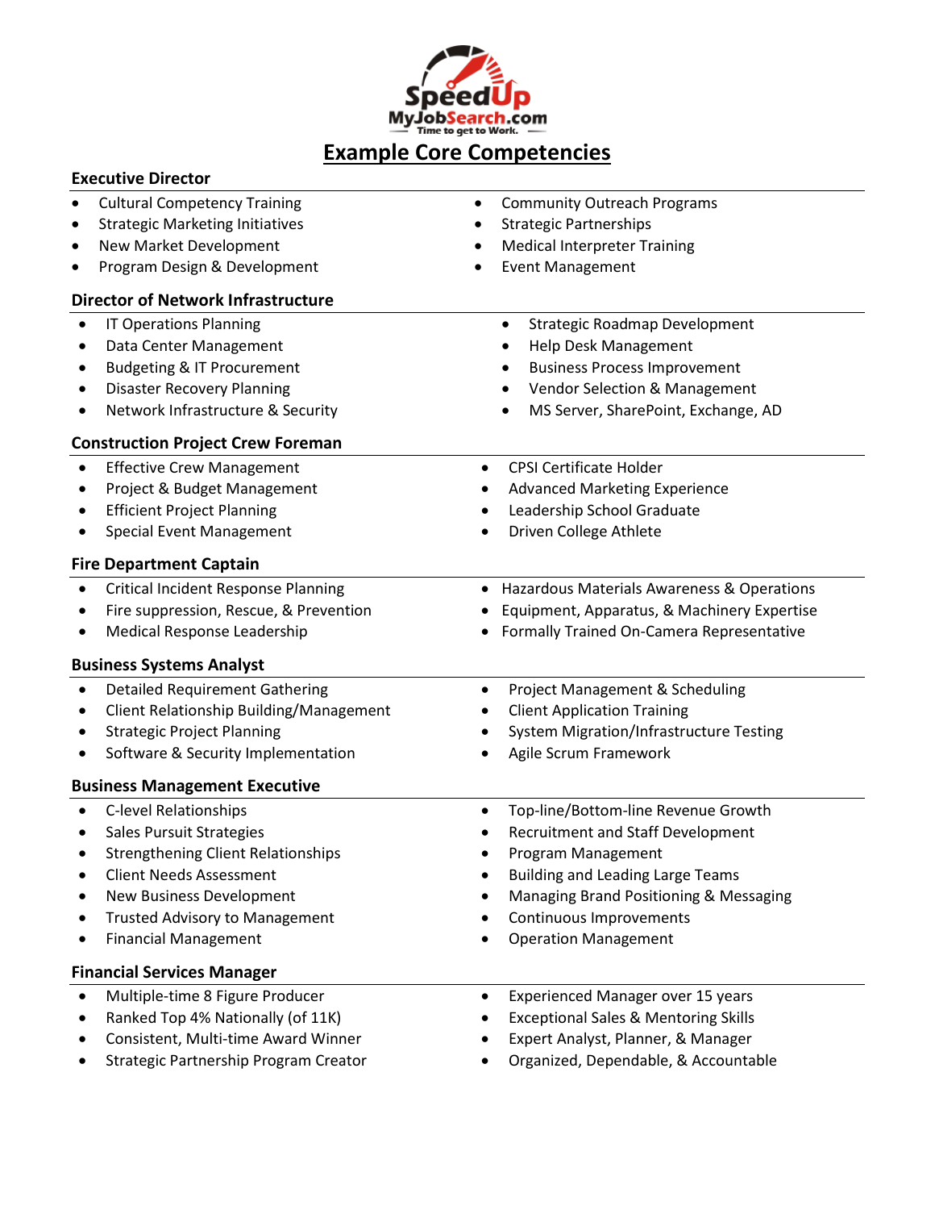# Example Core Competencies

## Executive Director

- Cultural Competency Training
- Strategic Marketing Initiatives
- New Market Development
- Program Design & Development
- Community Outreach Programs
- Strategic Partnerships
- Medical Interpreter Training
- Event Management

## Director of Network Infrastructure

- IT Operations Planning
- Data Center Management
- Budgeting & IT Procurement
- Disaster Recovery Planning
- Network Infrastructure & Security
- Strategic Roadmap Development
- Help Desk Management
- Business Process Improvement
- Vendor Selection & Management
- MS Server, SharePoint, Exchange, AD

## Construction Project Crew Foreman

- Effective Crew Management
- Project & Budget Management
- Efficient Project Planning
- Special Event Management
- CPSI Certificate Holder
- Advanced Marketing Experience
- Leadership School Graduate
- Driven College Athlete

## Fire Department Captain

- Critical Incident Response Planning
- Fire suppression, Rescue, & Prevention
- Medical Response Leadership
- Hazardous Materials Awareness & Operations
- Equipment, Apparatus, & Machinery Expertise
- Formally Trained On-Camera Representative

## Business Systems Analyst

- Detailed Requirement Gathering
- Client Relationship Building/Management
- Strategic Project Planning
- Software & Security Implementation
- Project Management & Scheduling
- Client Application Training
- System Migration/Infrastructure Testing
- Agile Scrum Framework

## Business Management Executive

- C-level Relationships
- Sales Pursuit Strategies
- Strengthening Client Relationships
- Client Needs Assessment
- New Business Development
- Trusted Advisory to Management
- Financial Management
- Top-line/Bottom-line Revenue Growth
- Recruitment and Staff Development
- Program Management
- Building and Leading Large Teams
- Managing Brand Positioning & Messaging
- Continuous Improvements
- Operation Management

## Financial Services Manager

- Multiple-time 8 Figure Producer
- Ranked Top 4% Nationally (of 11K)
- Consistent, Multi-time Award Winner
- Strategic Partnership Program Creator
- Experienced Manager over 15 years
- Exceptional Sales & Mentoring Skills
- Expert Analyst, Planner, & Manager
- Organized, Dependable, & Accountable